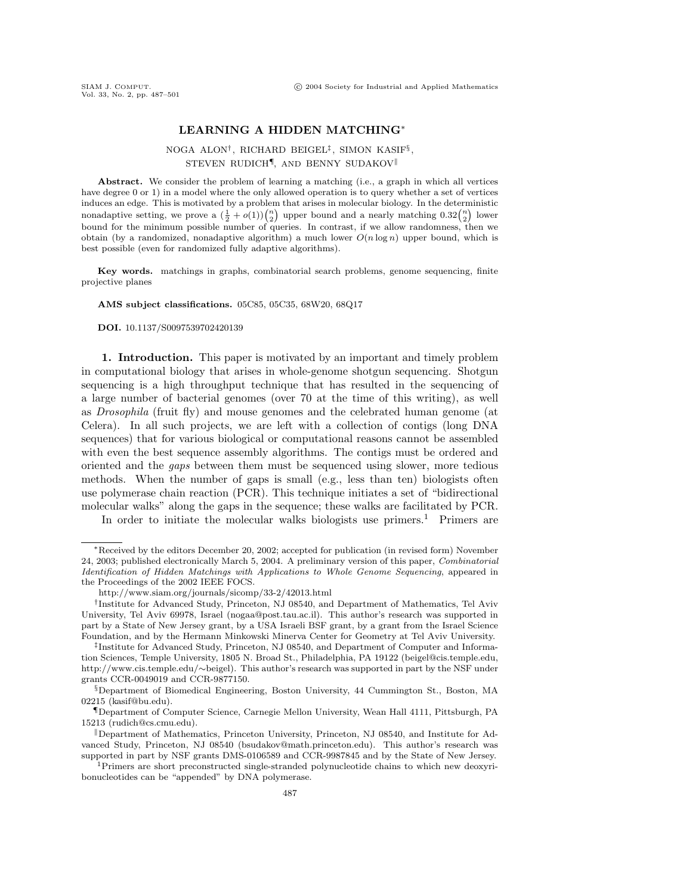# LEARNING A HIDDEN MATCHING*

NOGA ALON†, RICHARD BEIGEL‡, SIMON KASIF§, STEVEN RUDICH¶, AND BENNY SUDAKOV‖

**Abstract.** We consider the problem of learning a matching (i.e., a graph in which all vertices have degree 0 or 1) in a model where the only allowed operation is to query whether a set of vertices induces an edge. This is motivated by a problem that arises in molecular biology. In the deterministic nonadaptive setting, we prove a $(\frac{1}{2} + o(1))\binom{n}{2}$ upper bound and a nearly matching $0.32\binom{n}{2}$ lower bound for the minimum possible number of queries. In contrast, if we allow randomness, then we obtain (by a randomized, nonadaptive algorithm) a much lower $O(n \log n)$ upper bound, which is best possible (even for randomized fully adaptive algorithms).

**Key words.** matchings in graphs, combinatorial search problems, genome sequencing, finite projective planes

**AMS subject classifications.** 05C85, 05C35, 68W20, 68Q17

**DOI.** 10.1137/S0097539702420139

## 1. Introduction.

This paper is motivated by an important and timely problem in computational biology that arises in whole-genome shotgun sequencing. Shotgun sequencing is a high throughput technique that has resulted in the sequencing of a large number of bacterial genomes (over 70 at the time of this writing), as well as *Drosophila* (fruit fly) and mouse genomes and the celebrated human genome (at Celera). In all such projects, we are left with a collection of contigs (long DNA sequences) that for various biological or computational reasons cannot be assembled with even the best sequence assembly algorithms. The contigs must be ordered and oriented and the *gaps* between them must be sequenced using slower, more tedious methods. When the number of gaps is small (e.g., less than ten) biologists often use polymerase chain reaction (PCR). This technique initiates a set of "bidirectional molecular walks" along the gaps in the sequence; these walks are facilitated by PCR.

In order to initiate the molecular walks biologists use primers.[1] Primers are

---

*Received by the editors December 20, 2002; accepted for publication (in revised form) November 24, 2003; published electronically March 5, 2004. A preliminary version of this paper, *Combinatorial Identification of Hidden Matchings with Applications to Whole Genome Sequencing*, appeared in the Proceedings of the 2002 IEEE FOCS.

http://www.siam.org/journals/sicomp/33-2/42013.html

†Institute for Advanced Study, Princeton, NJ 08540, and Department of Mathematics, Tel Aviv University, Tel Aviv 69978, Israel (nogaa@post.tau.ac.il). This author's research was supported in part by a State of New Jersey grant, by a USA Israeli BSF grant, by a grant from the Israel Science Foundation, and by the Hermann Minkowski Minerva Center for Geometry at Tel Aviv University.

‡Institute for Advanced Study, Princeton, NJ 08540, and Department of Computer and Information Sciences, Temple University, 1805 N. Broad St., Philadelphia, PA 19122 (beigel@cis.temple.edu, http://www.cis.temple.edu/~beigel). This author's research was supported in part by the NSF under grants CCR-0049019 and CCR-9877150.

§Department of Biomedical Engineering, Boston University, 44 Cummington St., Boston, MA 02215 (kasif@bu.edu).

¶Department of Computer Science, Carnegie Mellon University, Wean Hall 4111, Pittsburgh, PA 15213 (rudich@cs.cmu.edu).

‖Department of Mathematics, Princeton University, Princeton, NJ 08540, and Institute for Advanced Study, Princeton, NJ 08540 (bsudakov@math.princeton.edu). This author's research was supported in part by NSF grants DMS-0106589 and CCR-9987845 and by the State of New Jersey.

[1]Primers are short preconstructed single-stranded polynucleotide chains to which new deoxyribonucleotides can be "appended" by DNA polymerase.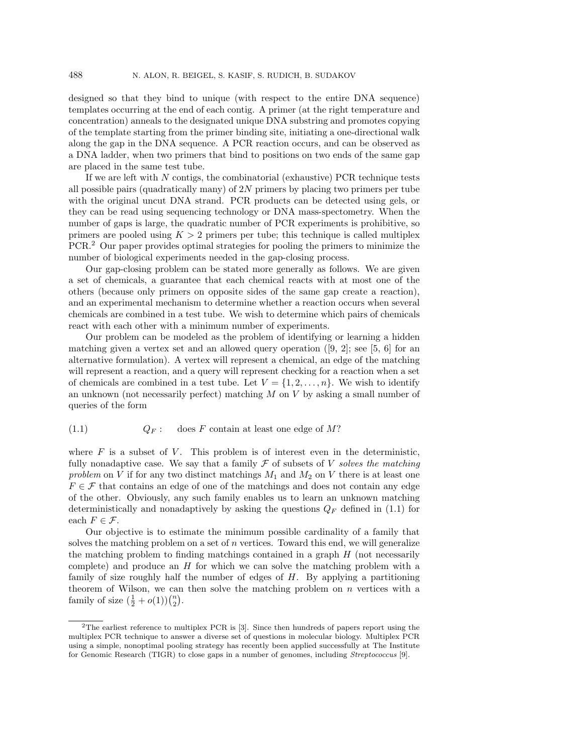designed so that they bind to unique (with respect to the entire DNA sequence) templates occurring at the end of each contig. A primer (at the right temperature and concentration) anneals to the designated unique DNA substring and promotes copying of the template starting from the primer binding site, initiating a one-directional walk along the gap in the DNA sequence. A PCR reaction occurs, and can be observed as a DNA ladder, when two primers that bind to positions on two ends of the same gap are placed in the same test tube.

If we are left with $N$ contigs, the combinatorial (exhaustive) PCR technique tests all possible pairs (quadratically many) of $2N$ primers by placing two primers per tube with the original uncut DNA strand. PCR products can be detected using gels, or they can be read using sequencing technology or DNA mass-spectometry. When the number of gaps is large, the quadratic number of PCR experiments is prohibitive, so primers are pooled using $K > 2$ primers per tube; this technique is called multiplex PCR.[2] Our paper provides optimal strategies for pooling the primers to minimize the number of biological experiments needed in the gap-closing process.

Our gap-closing problem can be stated more generally as follows. We are given a set of chemicals, a guarantee that each chemical reacts with at most one of the others (because only primers on opposite sides of the same gap create a reaction), and an experimental mechanism to determine whether a reaction occurs when several chemicals are combined in a test tube. We wish to determine which pairs of chemicals react with each other with a minimum number of experiments.

Our problem can be modeled as the problem of identifying or learning a hidden matching given a vertex set and an allowed query operation ([9, 2]; see [5, 6] for an alternative formulation). A vertex will represent a chemical, an edge of the matching will represent a reaction, and a query will represent checking for a reaction when a set of chemicals are combined in a test tube. Let $V = \{1, 2, \ldots, n\}$. We wish to identify an unknown (not necessarily perfect) matching $M$ on $V$ by asking a small number of queries of the form

$$Q_F : \quad \text{does } F \text{ contain at least one edge of } M? \tag{1.1}$$

where $F$ is a subset of $V$. This problem is of interest even in the deterministic, fully nonadaptive case. We say that a family $\mathcal{F}$ of subsets of $V$ *solves the matching problem* on $V$ if for any two distinct matchings $M_1$ and $M_2$ on $V$ there is at least one $F \in \mathcal{F}$ that contains an edge of one of the matchings and does not contain any edge of the other. Obviously, any such family enables us to learn an unknown matching deterministically and nonadaptively by asking the questions $Q_F$ defined in (1.1) for each $F \in \mathcal{F}$.

Our objective is to estimate the minimum possible cardinality of a family that solves the matching problem on a set of $n$ vertices. Toward this end, we will generalize the matching problem to finding matchings contained in a graph $H$ (not necessarily complete) and produce an $H$ for which we can solve the matching problem with a family of size roughly half the number of edges of $H$. By applying a partitioning theorem of Wilson, we can then solve the matching problem on $n$ vertices with a family of size $(\frac{1}{2} + o(1))\binom{n}{2}$.

---

[2] The earliest reference to multiplex PCR is [3]. Since then hundreds of papers report using the multiplex PCR technique to answer a diverse set of questions in molecular biology. Multiplex PCR using a simple, nonoptimal pooling strategy has recently been applied successfully at The Institute for Genomic Research (TIGR) to close gaps in a number of genomes, including *Streptococcus* [9].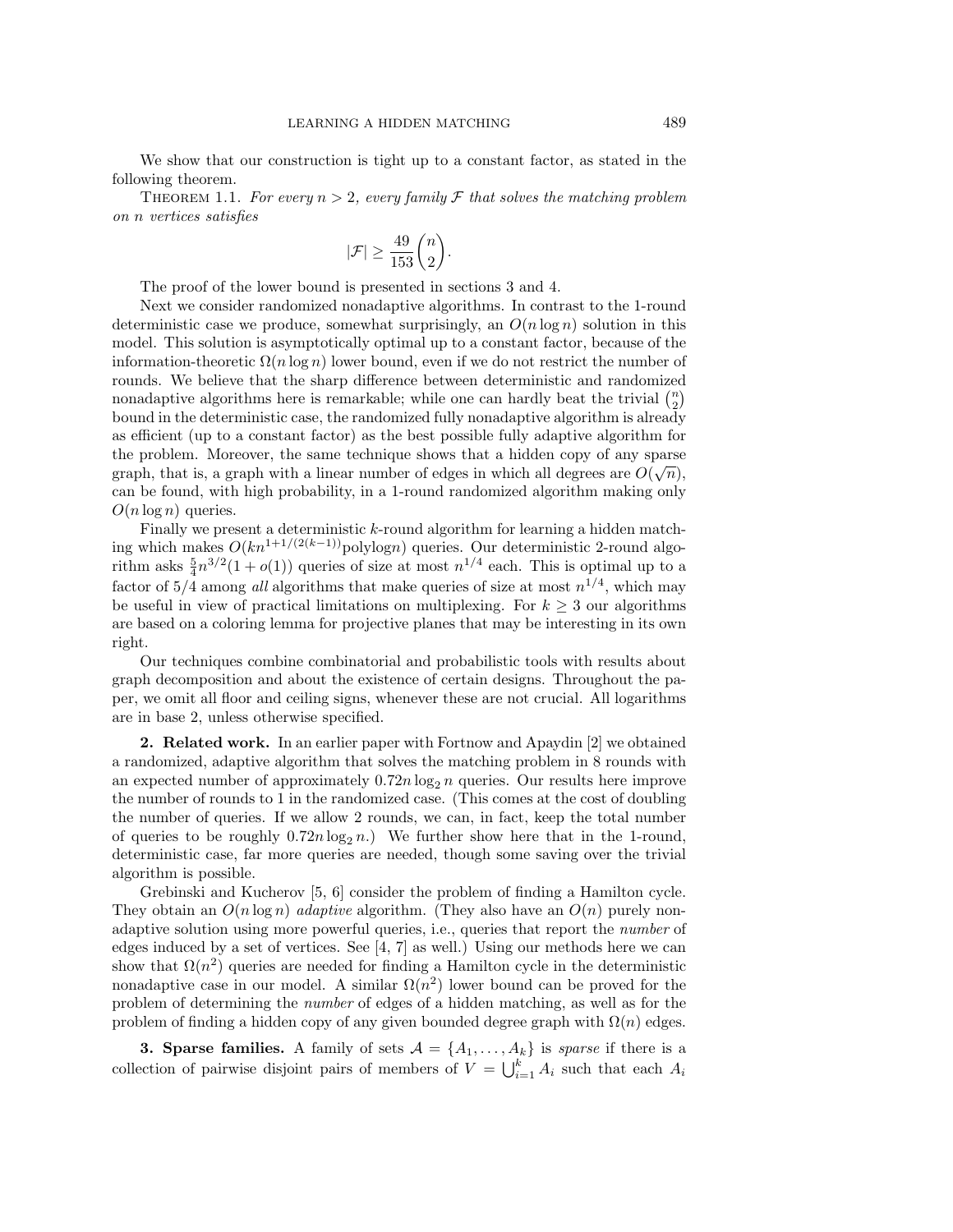We show that our construction is tight up to a constant factor, as stated in the following theorem.

THEOREM 1.1. *For every $n > 2$, every family $\mathcal{F}$ that solves the matching problem on $n$ vertices satisfies*

$$|\mathcal{F}| \geq \frac{49}{153}\binom{n}{2}.$$

The proof of the lower bound is presented in sections 3 and 4.

Next we consider randomized nonadaptive algorithms. In contrast to the 1-round deterministic case we produce, somewhat surprisingly, an $O(n \log n)$ solution in this model. This solution is asymptotically optimal up to a constant factor, because of the information-theoretic $\Omega(n \log n)$ lower bound, even if we do not restrict the number of rounds. We believe that the sharp difference between deterministic and randomized nonadaptive algorithms here is remarkable; while one can hardly beat the trivial $\binom{n}{2}$ bound in the deterministic case, the randomized fully nonadaptive algorithm is already as efficient (up to a constant factor) as the best possible fully adaptive algorithm for the problem. Moreover, the same technique shows that a hidden copy of any sparse graph, that is, a graph with a linear number of edges in which all degrees are $O(\sqrt{n})$, can be found, with high probability, in a 1-round randomized algorithm making only $O(n \log n)$ queries.

Finally we present a deterministic $k$-round algorithm for learning a hidden matching which makes $O(kn^{1+1/(2(k-1))}\text{polylog}n)$ queries. Our deterministic 2-round algorithm asks $\frac{5}{4}n^{3/2}(1 + o(1))$ queries of size at most $n^{1/4}$ each. This is optimal up to a factor of 5/4 among *all* algorithms that make queries of size at most $n^{1/4}$, which may be useful in view of practical limitations on multiplexing. For $k \geq 3$ our algorithms are based on a coloring lemma for projective planes that may be interesting in its own right.

Our techniques combine combinatorial and probabilistic tools with results about graph decomposition and about the existence of certain designs. Throughout the paper, we omit all floor and ceiling signs, whenever these are not crucial. All logarithms are in base 2, unless otherwise specified.

## 2. Related work.

In an earlier paper with Fortnow and Apaydin [2] we obtained a randomized, adaptive algorithm that solves the matching problem in 8 rounds with an expected number of approximately $0.72n \log_2 n$ queries. Our results here improve the number of rounds to 1 in the randomized case. (This comes at the cost of doubling the number of queries. If we allow 2 rounds, we can, in fact, keep the total number of queries to be roughly $0.72n \log_2 n$.) We further show here that in the 1-round, deterministic case, far more queries are needed, though some saving over the trivial algorithm is possible.

Grebinski and Kucherov [5, 6] consider the problem of finding a Hamilton cycle. They obtain an $O(n \log n)$ *adaptive* algorithm. (They also have an $O(n)$ purely nonadaptive solution using more powerful queries, i.e., queries that report the *number* of edges induced by a set of vertices. See [4, 7] as well.) Using our methods here we can show that $\Omega(n^2)$ queries are needed for finding a Hamilton cycle in the deterministic nonadaptive case in our model. A similar $\Omega(n^2)$ lower bound can be proved for the problem of determining the *number* of edges of a hidden matching, as well as for the problem of finding a hidden copy of any given bounded degree graph with $\Omega(n)$ edges.

## 3. Sparse families.

A family of sets $\mathcal{A} = \{A_1, \ldots, A_k\}$ is *sparse* if there is a collection of pairwise disjoint pairs of members of $V = \bigcup_{i=1}^{k} A_i$ such that each $A_i$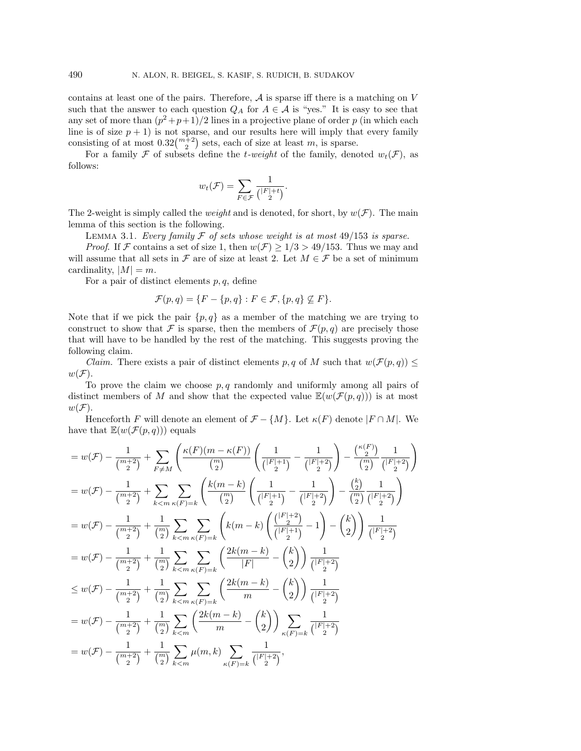contains at least one of the pairs. Therefore, $\mathcal{A}$ is sparse iff there is a matching on $V$ such that the answer to each question $Q_A$ for $A \in \mathcal{A}$ is "yes." It is easy to see that any set of more than $(p^2+p+1)/2$ lines in a projective plane of order $p$ (in which each line is of size $p+1$) is not sparse, and our results here will imply that every family consisting of at most $0.32\binom{m+2}{2}$ sets, each of size at least $m$, is sparse.

For a family $\mathcal{F}$ of subsets define the *t-weight* of the family, denoted $w_t(\mathcal{F})$, as follows:

$$w_t(\mathcal{F}) = \sum_{F \in \mathcal{F}} \frac{1}{\binom{|F|+t}{2}}.$$

The 2-weight is simply called the *weight* and is denoted, for short, by $w(\mathcal{F})$. The main lemma of this section is the following.

Lemma 3.1. *Every family $\mathcal{F}$ of sets whose weight is at most $49/153$ is sparse.*

*Proof*. If $\mathcal{F}$ contains a set of size 1, then $w(\mathcal{F}) \geq 1/3 > 49/153$. Thus we may and will assume that all sets in $\mathcal{F}$ are of size at least 2. Let $M \in \mathcal{F}$ be a set of minimum cardinality, $|M| = m$.

For a pair of distinct elements $p, q$, define

$$\mathcal{F}(p,q) = \{F - \{p,q\} : F \in \mathcal{F}, \{p,q\} \not\subseteq F\}.$$

Note that if we pick the pair $\{p,q\}$ as a member of the matching we are trying to construct to show that $\mathcal{F}$ is sparse, then the members of $\mathcal{F}(p,q)$ are precisely those that will have to be handled by the rest of the matching. This suggests proving the following claim.

*Claim.* There exists a pair of distinct elements $p, q$ of $M$ such that $w(\mathcal{F}(p,q)) \leq w(\mathcal{F})$.

To prove the claim we choose $p, q$ randomly and uniformly among all pairs of distinct members of $M$ and show that the expected value $\mathbb{E}(w(\mathcal{F}(p,q)))$ is at most $w(\mathcal{F})$.

Henceforth $F$ will denote an element of $\mathcal{F} - \{M\}$. Let $\kappa(F)$ denote $|F \cap M|$. We have that $\mathbb{E}(w(\mathcal{F}(p,q)))$ equals

$$
\begin{aligned}
&= w(\mathcal{F}) - \frac{1}{\binom{m+2}{2}} + \sum_{F \neq M} \left( \frac{\kappa(F)(m-\kappa(F))}{\binom{m}{2}} \left( \frac{1}{\binom{|F|+1}{2}} - \frac{1}{\binom{|F|+2}{2}} \right) - \frac{\binom{\kappa(F)}{2}}{\binom{m}{2}} \frac{1}{\binom{|F|+2}{2}} \right) \\
&= w(\mathcal{F}) - \frac{1}{\binom{m+2}{2}} + \sum_{k<m} \sum_{\kappa(F)=k} \left( \frac{k(m-k)}{\binom{m}{2}} \left( \frac{1}{\binom{|F|+1}{2}} - \frac{1}{\binom{|F|+2}{2}} \right) - \frac{\binom{k}{2}}{\binom{m}{2}} \frac{1}{\binom{|F|+2}{2}} \right) \\
&= w(\mathcal{F}) - \frac{1}{\binom{m+2}{2}} + \frac{1}{\binom{m}{2}} \sum_{k<m} \sum_{\kappa(F)=k} \left( k(m-k) \left( \frac{\binom{|F|+2}{2}}{\binom{|F|+1}{2}} - 1 \right) - \binom{k}{2} \right) \frac{1}{\binom{|F|+2}{2}} \\
&= w(\mathcal{F}) - \frac{1}{\binom{m+2}{2}} + \frac{1}{\binom{m}{2}} \sum_{k<m} \sum_{\kappa(F)=k} \left( \frac{2k(m-k)}{|F|} - \binom{k}{2} \right) \frac{1}{\binom{|F|+2}{2}} \\
&\leq w(\mathcal{F}) - \frac{1}{\binom{m+2}{2}} + \frac{1}{\binom{m}{2}} \sum_{k<m} \sum_{\kappa(F)=k} \left( \frac{2k(m-k)}{m} - \binom{k}{2} \right) \frac{1}{\binom{|F|+2}{2}} \\
&= w(\mathcal{F}) - \frac{1}{\binom{m+2}{2}} + \frac{1}{\binom{m}{2}} \sum_{k<m} \left( \frac{2k(m-k)}{m} - \binom{k}{2} \right) \sum_{\kappa(F)=k} \frac{1}{\binom{|F|+2}{2}} \\
&= w(\mathcal{F}) - \frac{1}{\binom{m+2}{2}} + \frac{1}{\binom{m}{2}} \sum_{k<m} \mu(m,k) \sum_{\kappa(F)=k} \frac{1}{\binom{|F|+2}{2}},
\end{aligned}
$$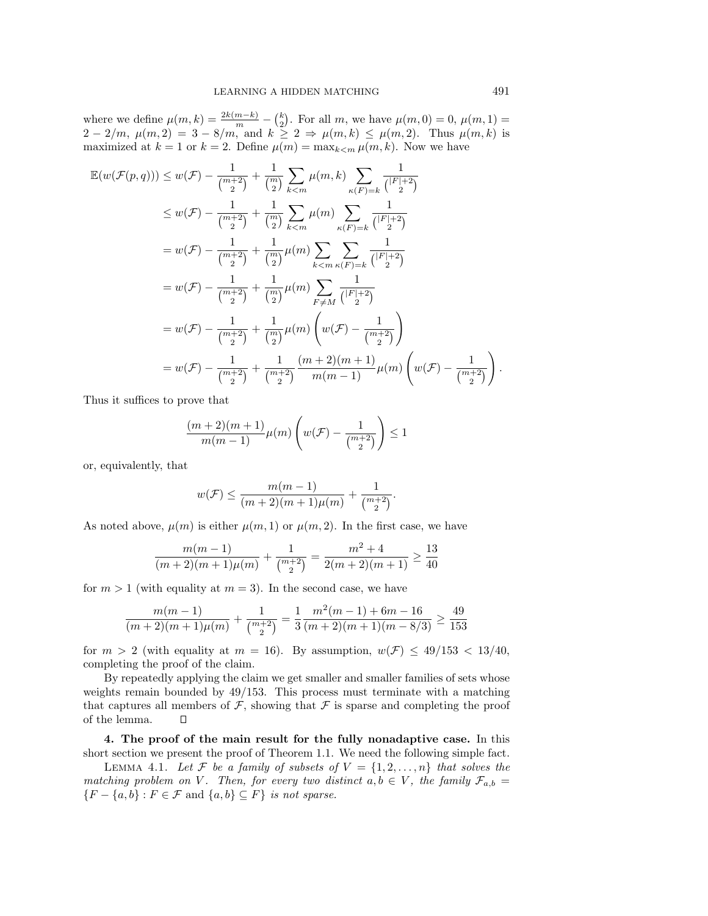where we define $\mu(m,k) = \frac{2k(m-k)}{m} - \binom{k}{2}$. For all $m$, we have $\mu(m,0) = 0$, $\mu(m,1) = 2 - 2/m$, $\mu(m,2) = 3 - 8/m$, and $k \geq 2 \Rightarrow \mu(m,k) \leq \mu(m,2)$. Thus $\mu(m,k)$ is maximized at $k = 1$ or $k = 2$. Define $\mu(m) = \max_{k<m} \mu(m,k)$. Now we have

$$
\begin{aligned}
\mathbb{E}(w(\mathcal{F}(p,q))) &\leq w(\mathcal{F}) - \frac{1}{\binom{m+2}{2}} + \frac{1}{\binom{m}{2}} \sum_{k<m} \mu(m,k) \sum_{\kappa(F)=k} \frac{1}{\binom{|F|+2}{2}} \\
&\leq w(\mathcal{F}) - \frac{1}{\binom{m+2}{2}} + \frac{1}{\binom{m}{2}} \sum_{k<m} \mu(m) \sum_{\kappa(F)=k} \frac{1}{\binom{|F|+2}{2}} \\
&= w(\mathcal{F}) - \frac{1}{\binom{m+2}{2}} + \frac{1}{\binom{m}{2}} \mu(m) \sum_{k<m} \sum_{\kappa(F)=k} \frac{1}{\binom{|F|+2}{2}} \\
&= w(\mathcal{F}) - \frac{1}{\binom{m+2}{2}} + \frac{1}{\binom{m}{2}} \mu(m) \sum_{F \neq M} \frac{1}{\binom{|F|+2}{2}} \\
&= w(\mathcal{F}) - \frac{1}{\binom{m+2}{2}} + \frac{1}{\binom{m}{2}} \mu(m) \left( w(\mathcal{F}) - \frac{1}{\binom{m+2}{2}} \right) \\
&= w(\mathcal{F}) - \frac{1}{\binom{m+2}{2}} + \frac{1}{\binom{m+2}{2}} \frac{(m+2)(m+1)}{m(m-1)} \mu(m) \left( w(\mathcal{F}) - \frac{1}{\binom{m+2}{2}} \right).
\end{aligned}
$$

Thus it suffices to prove that

$$\frac{(m+2)(m+1)}{m(m-1)} \mu(m) \left( w(\mathcal{F}) - \frac{1}{\binom{m+2}{2}} \right) \leq 1$$

or, equivalently, that

$$w(\mathcal{F}) \leq \frac{m(m-1)}{(m+2)(m+1)\mu(m)} + \frac{1}{\binom{m+2}{2}}.$$

As noted above, $\mu(m)$ is either $\mu(m,1)$ or $\mu(m,2)$. In the first case, we have

$$\frac{m(m-1)}{(m+2)(m+1)\mu(m)} + \frac{1}{\binom{m+2}{2}} = \frac{m^2+4}{2(m+2)(m+1)} \geq \frac{13}{40}$$

for $m > 1$ (with equality at $m = 3$). In the second case, we have

$$\frac{m(m-1)}{(m+2)(m+1)\mu(m)} + \frac{1}{\binom{m+2}{2}} = \frac{1}{3} \frac{m^2(m-1) + 6m - 16}{(m+2)(m+1)(m-8/3)} \geq \frac{49}{153}$$

for $m > 2$ (with equality at $m = 16$). By assumption, $w(\mathcal{F}) \leq 49/153 < 13/40$, completing the proof of the claim.

By repeatedly applying the claim we get smaller and smaller families of sets whose weights remain bounded by 49/153. This process must terminate with a matching that captures all members of $\mathcal{F}$, showing that $\mathcal{F}$ is sparse and completing the proof of the lemma. $\square$

**4. The proof of the main result for the fully nonadaptive case.** In this short section we present the proof of Theorem 1.1. We need the following simple fact.

Lemma 4.1. *Let $\mathcal{F}$ be a family of subsets of $V = \{1, 2, \ldots, n\}$ that solves the matching problem on $V$. Then, for every two distinct $a, b \in V$, the family $\mathcal{F}_{a,b} = \{F - \{a,b\} : F \in \mathcal{F} \text{ and } \{a,b\} \subseteq F\}$ is not sparse.*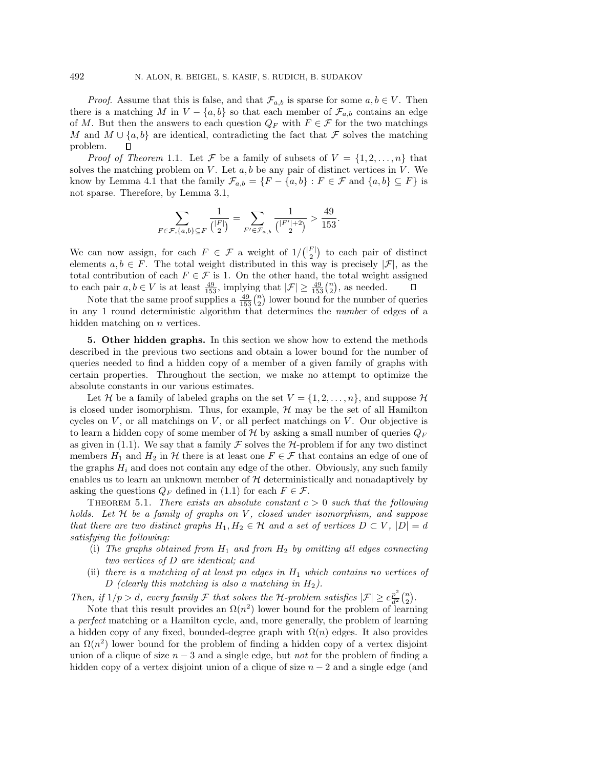*Proof*. Assume that this is false, and that $\mathcal{F}_{a,b}$ is sparse for some $a, b \in V$. Then there is a matching $M$ in $V - \{a, b\}$ so that each member of $\mathcal{F}_{a,b}$ contains an edge of $M$. But then the answers to each question $Q_F$ with $F \in \mathcal{F}$ for the two matchings $M$ and $M \cup \{a, b\}$ are identical, contradicting the fact that $\mathcal{F}$ solves the matching problem. $\square$

*Proof of Theorem* 1.1. Let $\mathcal{F}$ be a family of subsets of $V = \{1, 2, \ldots, n\}$ that solves the matching problem on $V$. Let $a, b$ be any pair of distinct vertices in $V$. We know by Lemma 4.1 that the family $\mathcal{F}_{a,b} = \{F - \{a, b\} : F \in \mathcal{F} \text{ and } \{a, b\} \subseteq F\}$ is not sparse. Therefore, by Lemma 3.1,

$$\sum_{F \in \mathcal{F}, \{a,b\} \subseteq F} \frac{1}{\binom{|F|}{2}} = \sum_{F' \in \mathcal{F}_{a,b}} \frac{1}{\binom{|F'|+2}{2}} > \frac{49}{153}.$$

We can now assign, for each $F \in \mathcal{F}$ a weight of $1/\binom{|F|}{2}$ to each pair of distinct elements $a, b \in F$. The total weight distributed in this way is precisely $|\mathcal{F}|$, as the total contribution of each $F \in \mathcal{F}$ is 1. On the other hand, the total weight assigned to each pair $a, b \in V$ is at least $\frac{49}{153}$, implying that $|\mathcal{F}| \geq \frac{49}{153}\binom{n}{2}$, as needed. $\square$

Note that the same proof supplies a $\frac{49}{153}\binom{n}{2}$ lower bound for the number of queries in any 1 round deterministic algorithm that determines the *number* of edges of a hidden matching on $n$ vertices.

**5. Other hidden graphs.** In this section we show how to extend the methods described in the previous two sections and obtain a lower bound for the number of queries needed to find a hidden copy of a member of a given family of graphs with certain properties. Throughout the section, we make no attempt to optimize the absolute constants in our various estimates.

Let $\mathcal{H}$ be a family of labeled graphs on the set $V = \{1, 2, \ldots, n\}$, and suppose $\mathcal{H}$ is closed under isomorphism. Thus, for example, $\mathcal{H}$ may be the set of all Hamilton cycles on $V$, or all matchings on $V$, or all perfect matchings on $V$. Our objective is to learn a hidden copy of some member of $\mathcal{H}$ by asking a small number of queries $Q_F$ as given in (1.1). We say that a family $\mathcal{F}$ solves the $\mathcal{H}$-problem if for any two distinct members $H_1$ and $H_2$ in $\mathcal{H}$ there is at least one $F \in \mathcal{F}$ that contains an edge of one of the graphs $H_i$ and does not contain any edge of the other. Obviously, any such family enables us to learn an unknown member of $\mathcal{H}$ deterministically and nonadaptively by asking the questions $Q_F$ defined in (1.1) for each $F \in \mathcal{F}$.

THEOREM 5.1. *There exists an absolute constant $c > 0$ such that the following holds. Let $\mathcal{H}$ be a family of graphs on $V$, closed under isomorphism, and suppose that there are two distinct graphs $H_1, H_2 \in \mathcal{H}$ and a set of vertices $D \subset V$, $|D| = d$ satisfying the following:*

- (i) *The graphs obtained from $H_1$ and from $H_2$ by omitting all edges connecting two vertices of $D$ are identical; and*
- (ii) *there is a matching of at least $pn$ edges in $H_1$ which contains no vertices of $D$ (clearly this matching is also a matching in $H_2$).*

*Then, if $1/p > d$, every family $\mathcal{F}$ that solves the $\mathcal{H}$-problem satisfies $|\mathcal{F}| \geq c\frac{p^2}{d^2}\binom{n}{2}$.*

Note that this result provides an $\Omega(n^2)$ lower bound for the problem of learning a *perfect* matching or a Hamilton cycle, and, more generally, the problem of learning a hidden copy of any fixed, bounded-degree graph with $\Omega(n)$ edges. It also provides an $\Omega(n^2)$ lower bound for the problem of finding a hidden copy of a vertex disjoint union of a clique of size $n - 3$ and a single edge, but *not* for the problem of finding a hidden copy of a vertex disjoint union of a clique of size $n - 2$ and a single edge (and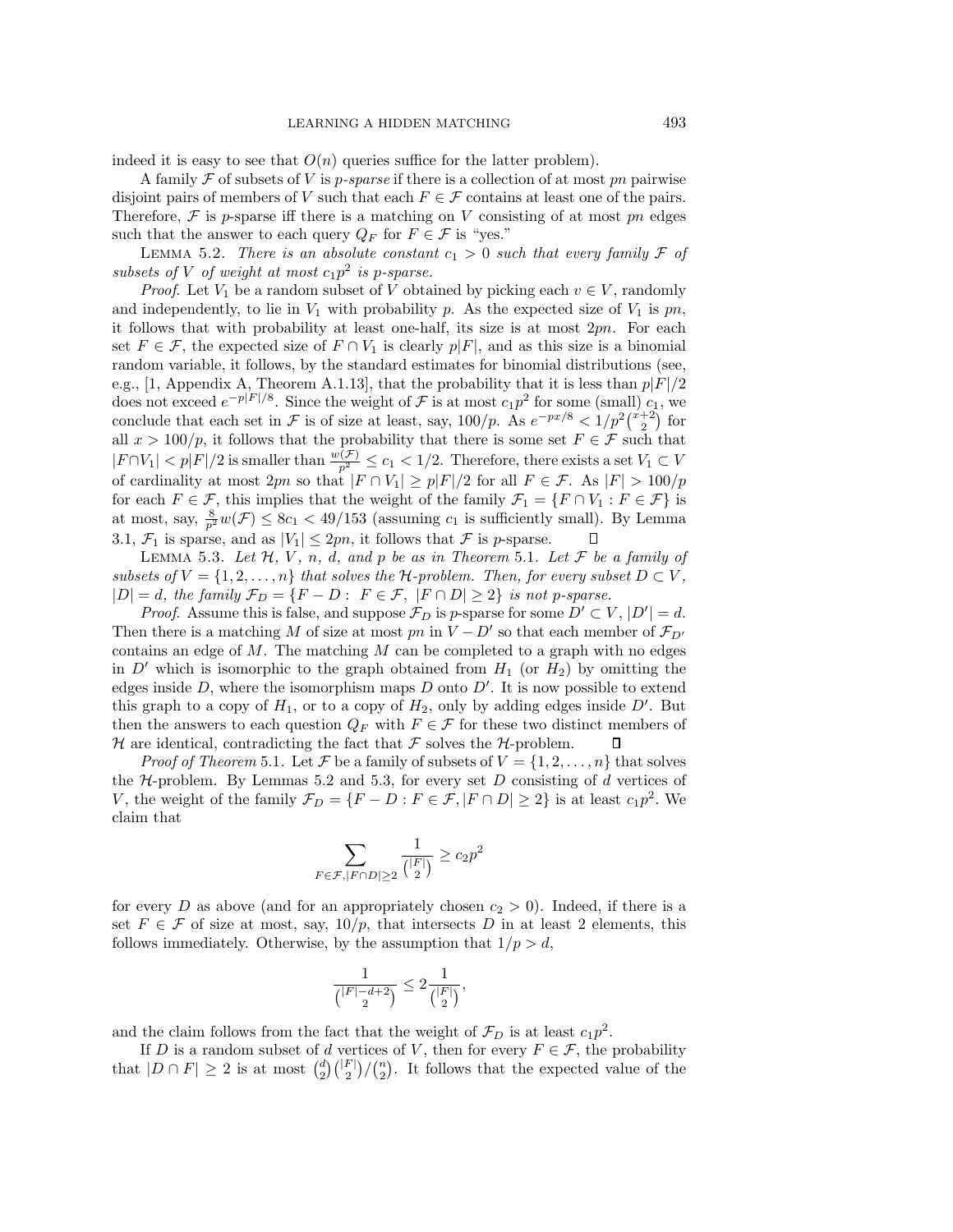indeed it is easy to see that $O(n)$ queries suffice for the latter problem).

A family $\mathcal{F}$ of subsets of $V$ is *p-sparse* if there is a collection of at most $pn$ pairwise disjoint pairs of members of $V$ such that each $F \in \mathcal{F}$ contains at least one of the pairs. Therefore, $\mathcal{F}$ is $p$-sparse iff there is a matching on $V$ consisting of at most $pn$ edges such that the answer to each query $Q_F$ for $F \in \mathcal{F}$ is "yes."

LEMMA 5.2. *There is an absolute constant $c_1 > 0$ such that every family $\mathcal{F}$ of subsets of $V$ of weight at most $c_1 p^2$ is p-sparse.*

*Proof.* Let $V_1$ be a random subset of $V$ obtained by picking each $v \in V$, randomly and independently, to lie in $V_1$ with probability $p$. As the expected size of $V_1$ is $pn$, it follows that with probability at least one-half, its size is at most $2pn$. For each set $F \in \mathcal{F}$, the expected size of $F \cap V_1$ is clearly $p|F|$, and as this size is a binomial random variable, it follows, by the standard estimates for binomial distributions (see, e.g., [1, Appendix A, Theorem A.1.13], that the probability that it is less than $p|F|/2$ does not exceed $e^{-p|F|/8}$. Since the weight of $\mathcal{F}$ is at most $c_1 p^2$ for some (small) $c_1$, we conclude that each set in $\mathcal{F}$ is of size at least, say, $100/p$. As $e^{-px/8} < 1/p^2\binom{x+2}{2}$ for all $x > 100/p$, it follows that the probability that there is some set $F \in \mathcal{F}$ such that $|F \cap V_1| < p|F|/2$ is smaller than $\frac{w(\mathcal{F})}{p^2} \le c_1 < 1/2$. Therefore, there exists a set $V_1 \subset V$ of cardinality at most $2pn$ so that $|F \cap V_1| \ge p|F|/2$ for all $F \in \mathcal{F}$. As $|F| > 100/p$ for each $F \in \mathcal{F}$, this implies that the weight of the family $\mathcal{F}_1 = \{F \cap V_1 : F \in \mathcal{F}\}$ is at most, say, $\frac{8}{p^2} w(\mathcal{F}) \le 8c_1 < 49/153$ (assuming $c_1$ is sufficiently small). By Lemma 3.1, $\mathcal{F}_1$ is sparse, and as $|V_1| \le 2pn$, it follows that $\mathcal{F}$ is $p$-sparse. $\square$

LEMMA 5.3. *Let $\mathcal{H}$, $V$, $n$, $d$, and $p$ be as in Theorem 5.1. Let $\mathcal{F}$ be a family of subsets of $V = \{1, 2, \ldots, n\}$ that solves the $\mathcal{H}$-problem. Then, for every subset $D \subset V$, $|D| = d$, the family $\mathcal{F}_D = \{F - D : \; F \in \mathcal{F}, \; |F \cap D| \ge 2\}$ is not p-sparse.*

*Proof.* Assume this is false, and suppose $\mathcal{F}_D$ is $p$-sparse for some $D' \subset V$, $|D'| = d$. Then there is a matching $M$ of size at most $pn$ in $V - D'$ so that each member of $\mathcal{F}_{D'}$ contains an edge of $M$. The matching $M$ can be completed to a graph with no edges in $D'$ which is isomorphic to the graph obtained from $H_1$ (or $H_2$) by omitting the edges inside $D$, where the isomorphism maps $D$ onto $D'$. It is now possible to extend this graph to a copy of $H_1$, or to a copy of $H_2$, only by adding edges inside $D'$. But then the answers to each question $Q_F$ with $F \in \mathcal{F}$ for these two distinct members of $\mathcal{H}$ are identical, contradicting the fact that $\mathcal{F}$ solves the $\mathcal{H}$-problem. $\square$

*Proof of Theorem* 5.1. Let $\mathcal{F}$ be a family of subsets of $V = \{1, 2, \ldots, n\}$ that solves the $\mathcal{H}$-problem. By Lemmas 5.2 and 5.3, for every set $D$ consisting of $d$ vertices of $V$, the weight of the family $\mathcal{F}_D = \{F - D : F \in \mathcal{F}, |F \cap D| \ge 2\}$ is at least $c_1 p^2$. We claim that

$$\sum_{F \in \mathcal{F}, |F \cap D| \ge 2} \frac{1}{\binom{|F|}{2}} \ge c_2 p^2$$

for every $D$ as above (and for an appropriately chosen $c_2 > 0$). Indeed, if there is a set $F \in \mathcal{F}$ of size at most, say, $10/p$, that intersects $D$ in at least 2 elements, this follows immediately. Otherwise, by the assumption that $1/p > d$,

$$\frac{1}{\binom{|F|-d+2}{2}} \le 2 \frac{1}{\binom{|F|}{2}},$$

and the claim follows from the fact that the weight of $\mathcal{F}_D$ is at least $c_1 p^2$.

If $D$ is a random subset of $d$ vertices of $V$, then for every $F \in \mathcal{F}$, the probability that $|D \cap F| \ge 2$ is at most $\binom{d}{2}\binom{|F|}{2}/\binom{n}{2}$. It follows that the expected value of the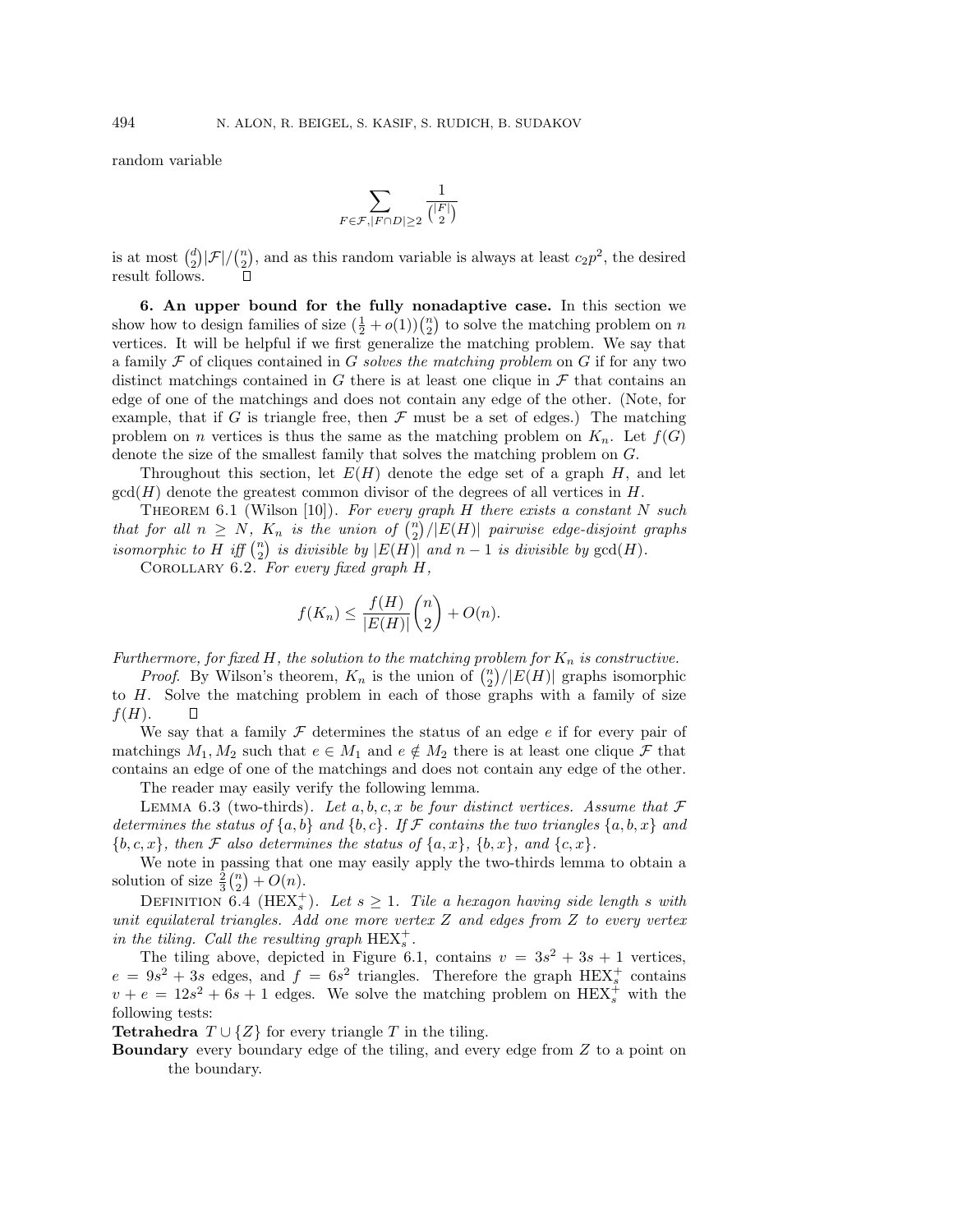random variable

$$\sum_{F \in \mathcal{F}, |F \cap D| \geq 2} \frac{1}{\binom{|F|}{2}}$$

is at most $\binom{d}{2}|\mathcal{F}|/\binom{n}{2}$, and as this random variable is always at least $c_2 p^2$, the desired result follows. □

**6. An upper bound for the fully nonadaptive case.** In this section we show how to design families of size $(\frac{1}{2} + o(1))\binom{n}{2}$ to solve the matching problem on $n$ vertices. It will be helpful if we first generalize the matching problem. We say that a family $\mathcal{F}$ of cliques contained in $G$ *solves the matching problem* on $G$ if for any two distinct matchings contained in $G$ there is at least one clique in $\mathcal{F}$ that contains an edge of one of the matchings and does not contain any edge of the other. (Note, for example, that if $G$ is triangle free, then $\mathcal{F}$ must be a set of edges.) The matching problem on $n$ vertices is thus the same as the matching problem on $K_n$. Let $f(G)$ denote the size of the smallest family that solves the matching problem on $G$.

Throughout this section, let $E(H)$ denote the edge set of a graph $H$, and let $\gcd(H)$ denote the greatest common divisor of the degrees of all vertices in $H$.

Theorem 6.1 (Wilson [10]). *For every graph $H$ there exists a constant $N$ such that for all $n \geq N$, $K_n$ is the union of $\binom{n}{2}/|E(H)|$ pairwise edge-disjoint graphs isomorphic to $H$ iff $\binom{n}{2}$ is divisible by $|E(H)|$ and $n-1$ is divisible by $\gcd(H)$.*

Corollary 6.2. *For every fixed graph $H$,*

$$f(K_n) \leq \frac{f(H)}{|E(H)|}\binom{n}{2} + O(n).$$

*Furthermore, for fixed $H$, the solution to the matching problem for $K_n$ is constructive.*

*Proof*. By Wilson's theorem, $K_n$ is the union of $\binom{n}{2}/|E(H)|$ graphs isomorphic to $H$. Solve the matching problem in each of those graphs with a family of size $f(H)$. □

We say that a family $\mathcal{F}$ determines the status of an edge $e$ if for every pair of matchings $M_1, M_2$ such that $e \in M_1$ and $e \notin M_2$ there is at least one clique $\mathcal{F}$ that contains an edge of one of the matchings and does not contain any edge of the other.

The reader may easily verify the following lemma.

Lemma 6.3 (two-thirds). *Let $a, b, c, x$ be four distinct vertices. Assume that $\mathcal{F}$ determines the status of $\{a, b\}$ and $\{b, c\}$. If $\mathcal{F}$ contains the two triangles $\{a, b, x\}$ and $\{b, c, x\}$, then $\mathcal{F}$ also determines the status of $\{a, x\}$, $\{b, x\}$, and $\{c, x\}$.*

We note in passing that one may easily apply the two-thirds lemma to obtain a solution of size $\frac{2}{3}\binom{n}{2} + O(n)$.

Definition 6.4 ($\mathrm{HEX}_s^+$). *Let $s \geq 1$. Tile a hexagon having side length $s$ with unit equilateral triangles. Add one more vertex $Z$ and edges from $Z$ to every vertex in the tiling. Call the resulting graph $\mathrm{HEX}_s^+$.*

The tiling above, depicted in Figure 6.1, contains $v = 3s^2 + 3s + 1$ vertices, $e = 9s^2 + 3s$ edges, and $f = 6s^2$ triangles. Therefore the graph $\mathrm{HEX}_s^+$ contains $v + e = 12s^2 + 6s + 1$ edges. We solve the matching problem on $\mathrm{HEX}_s^+$ with the following tests:

**Tetrahedra** $T \cup \{Z\}$ for every triangle $T$ in the tiling.

**Boundary** every boundary edge of the tiling, and every edge from $Z$ to a point on the boundary.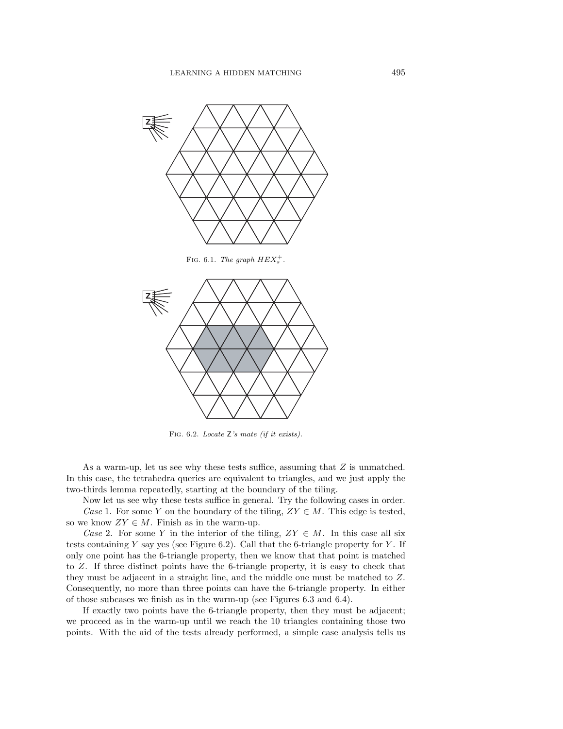Fig. 6.1. *The graph $HEX_s^+$.*

Fig. 6.2. *Locate* Z*'s mate (if it exists).*

As a warm-up, let us see why these tests suffice, assuming that $Z$ is unmatched. In this case, the tetrahedra queries are equivalent to triangles, and we just apply the two-thirds lemma repeatedly, starting at the boundary of the tiling.

Now let us see why these tests suffice in general. Try the following cases in order.

*Case* 1. For some $Y$ on the boundary of the tiling, $ZY \in M$. This edge is tested, so we know $ZY \in M$. Finish as in the warm-up.

*Case* 2. For some $Y$ in the interior of the tiling, $ZY \in M$. In this case all six tests containing $Y$ say yes (see Figure 6.2). Call that the 6-triangle property for $Y$. If only one point has the 6-triangle property, then we know that that point is matched to $Z$. If three distinct points have the 6-triangle property, it is easy to check that they must be adjacent in a straight line, and the middle one must be matched to $Z$. Consequently, no more than three points can have the 6-triangle property. In either of those subcases we finish as in the warm-up (see Figures 6.3 and 6.4).

If exactly two points have the 6-triangle property, then they must be adjacent; we proceed as in the warm-up until we reach the 10 triangles containing those two points. With the aid of the tests already performed, a simple case analysis tells us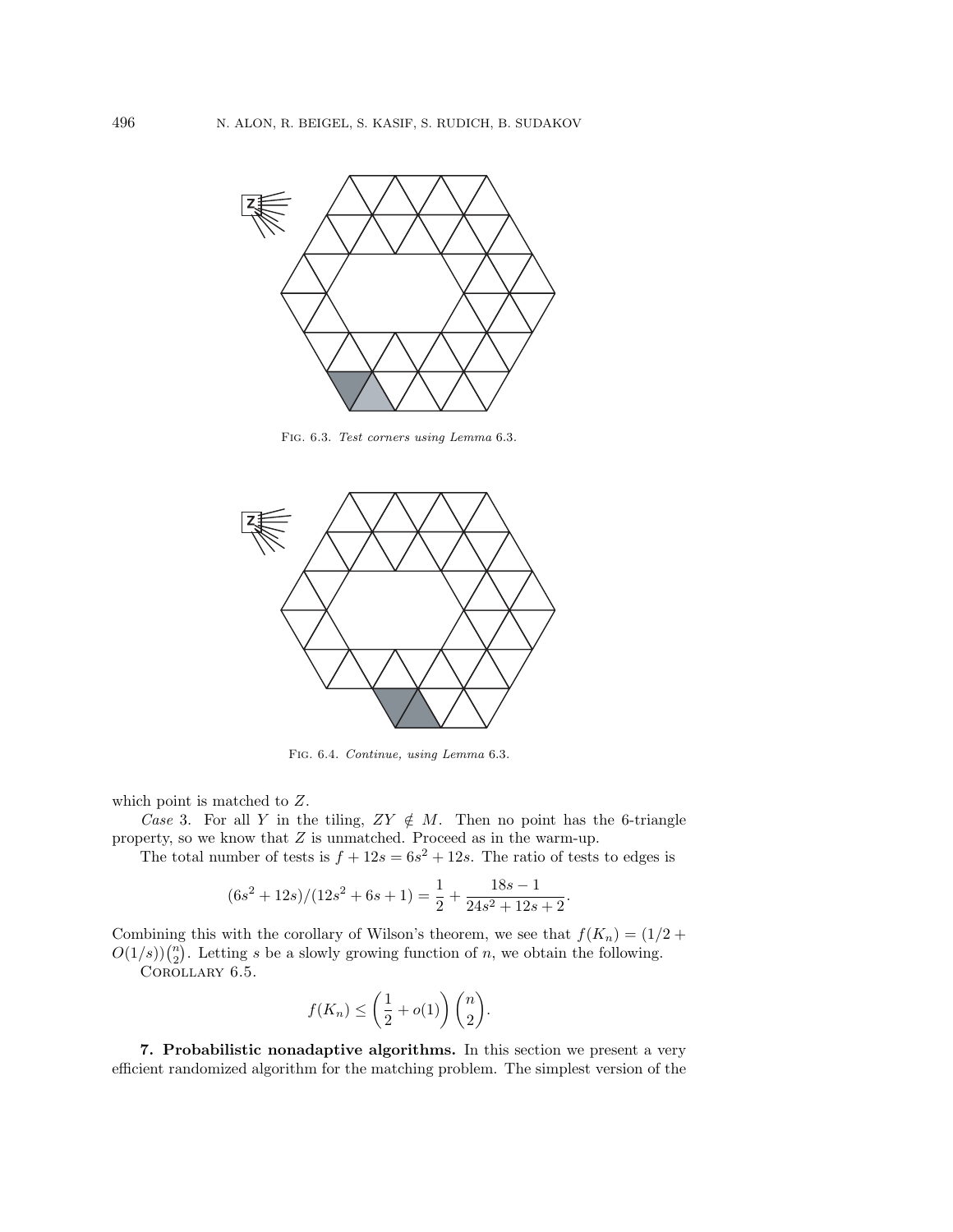Fig. 6.3. *Test corners using Lemma* 6.3.

Fig. 6.4. *Continue, using Lemma* 6.3.

which point is matched to $Z$.

*Case* 3. For all $Y$ in the tiling, $ZY \notin M$. Then no point has the 6-triangle property, so we know that $Z$ is unmatched. Proceed as in the warm-up.

The total number of tests is $f + 12s = 6s^2 + 12s$. The ratio of tests to edges is

$$(6s^2 + 12s)/(12s^2 + 6s + 1) = \frac{1}{2} + \frac{18s - 1}{24s^2 + 12s + 2}.$$

Combining this with the corollary of Wilson's theorem, we see that $f(K_n) = (1/2 + O(1/s))\binom{n}{2}$. Letting $s$ be a slowly growing function of $n$, we obtain the following.

Corollary 6.5.

$$f(K_n) \leq \left(\frac{1}{2} + o(1)\right)\binom{n}{2}.$$

**7. Probabilistic nonadaptive algorithms.** In this section we present a very efficient randomized algorithm for the matching problem. The simplest version of the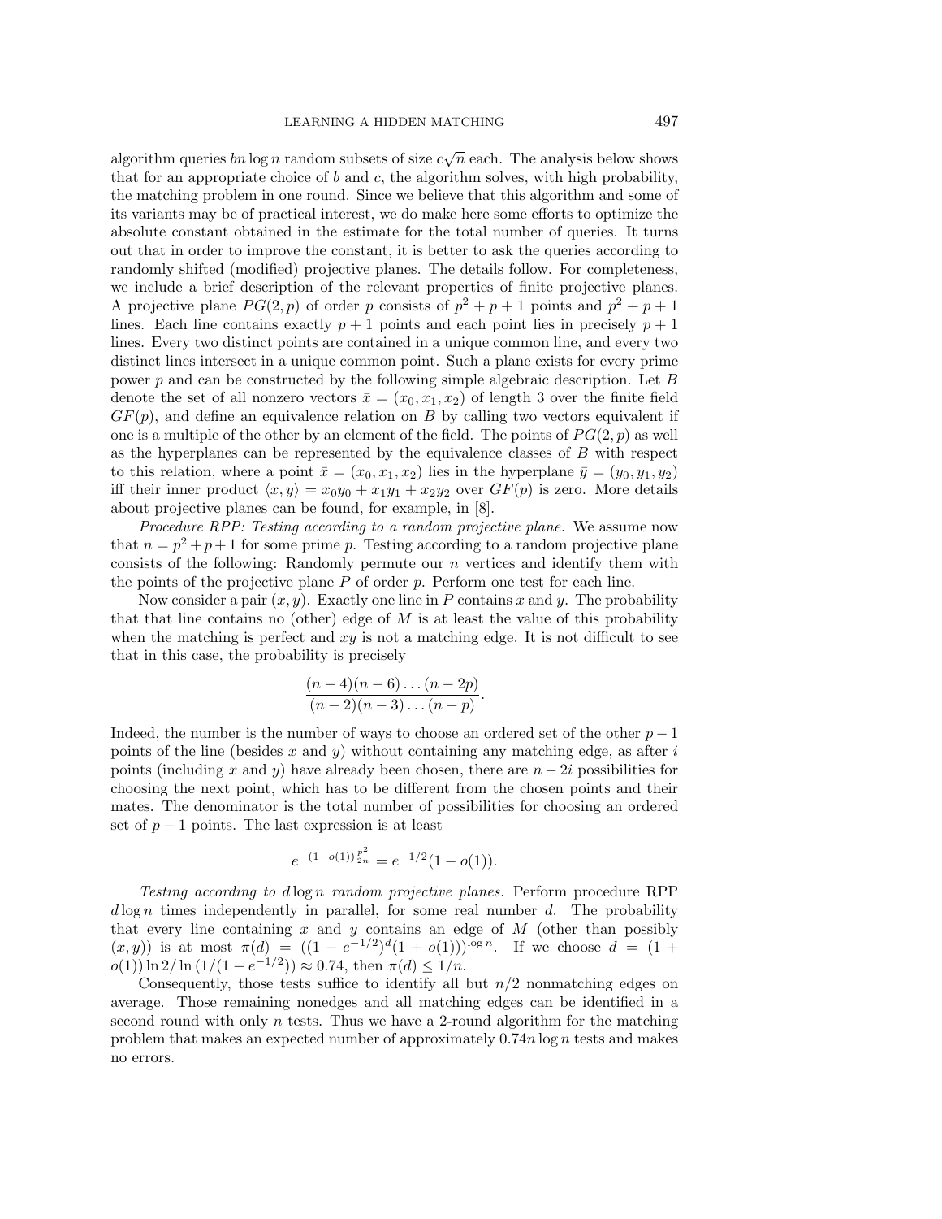algorithm queries $bn \log n$ random subsets of size $c\sqrt{n}$ each. The analysis below shows that for an appropriate choice of $b$ and $c$, the algorithm solves, with high probability, the matching problem in one round. Since we believe that this algorithm and some of its variants may be of practical interest, we do make here some efforts to optimize the absolute constant obtained in the estimate for the total number of queries. It turns out that in order to improve the constant, it is better to ask the queries according to randomly shifted (modified) projective planes. The details follow. For completeness, we include a brief description of the relevant properties of finite projective planes. A projective plane $PG(2,p)$ of order $p$ consists of $p^2+p+1$ points and $p^2+p+1$ lines. Each line contains exactly $p+1$ points and each point lies in precisely $p+1$ lines. Every two distinct points are contained in a unique common line, and every two distinct lines intersect in a unique common point. Such a plane exists for every prime power $p$ and can be constructed by the following simple algebraic description. Let $B$ denote the set of all nonzero vectors $\bar{x} = (x_0, x_1, x_2)$ of length 3 over the finite field $GF(p)$, and define an equivalence relation on $B$ by calling two vectors equivalent if one is a multiple of the other by an element of the field. The points of $PG(2,p)$ as well as the hyperplanes can be represented by the equivalence classes of $B$ with respect to this relation, where a point $\bar{x} = (x_0, x_1, x_2)$ lies in the hyperplane $\bar{y} = (y_0, y_1, y_2)$ iff their inner product $\langle x, y \rangle = x_0y_0 + x_1y_1 + x_2y_2$ over $GF(p)$ is zero. More details about projective planes can be found, for example, in [8].

*Procedure RPP: Testing according to a random projective plane.* We assume now that $n = p^2+p+1$ for some prime $p$. Testing according to a random projective plane consists of the following: Randomly permute our $n$ vertices and identify them with the points of the projective plane $P$ of order $p$. Perform one test for each line.

Now consider a pair $(x, y)$. Exactly one line in $P$ contains $x$ and $y$. The probability that that line contains no (other) edge of $M$ is at least the value of this probability when the matching is perfect and $xy$ is not a matching edge. It is not difficult to see that in this case, the probability is precisely

$$\frac{(n-4)(n-6)\dots(n-2p)}{(n-2)(n-3)\dots(n-p)}.$$

Indeed, the number is the number of ways to choose an ordered set of the other $p-1$ points of the line (besides $x$ and $y$) without containing any matching edge, as after $i$ points (including $x$ and $y$) have already been chosen, there are $n-2i$ possibilities for choosing the next point, which has to be different from the chosen points and their mates. The denominator is the total number of possibilities for choosing an ordered set of $p-1$ points. The last expression is at least

$$e^{-(1-o(1))\frac{p^2}{2n}} = e^{-1/2}(1-o(1)).$$

*Testing according to $d \log n$ random projective planes.* Perform procedure RPP $d \log n$ times independently in parallel, for some real number $d$. The probability that every line containing $x$ and $y$ contains an edge of $M$ (other than possibly $(x, y)$) is at most $\pi(d) = ((1-e^{-1/2})^d(1+o(1)))^{\log n}$. If we choose $d = (1+o(1))\ln 2/\ln(1/(1-e^{-1/2})) \approx 0.74$, then $\pi(d) \leq 1/n$.

Consequently, those tests suffice to identify all but $n/2$ nonmatching edges on average. Those remaining nonedges and all matching edges can be identified in a second round with only $n$ tests. Thus we have a 2-round algorithm for the matching problem that makes an expected number of approximately $0.74n \log n$ tests and makes no errors.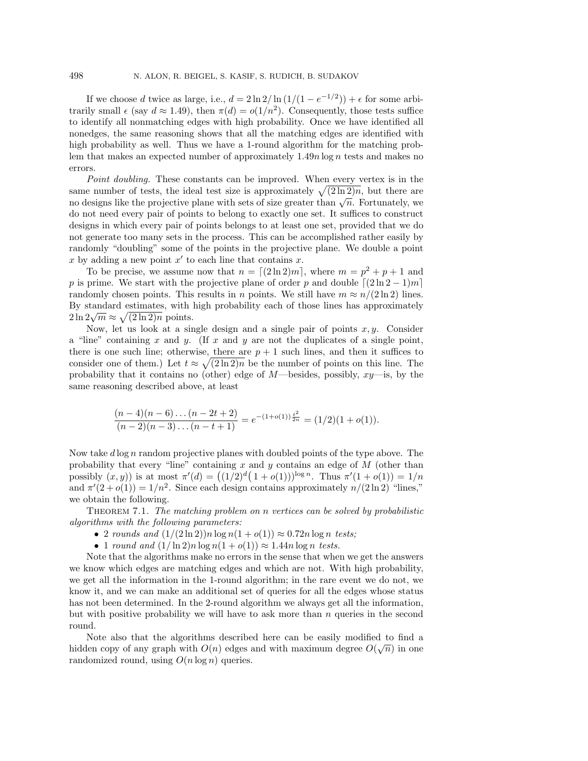If we choose $d$ twice as large, i.e., $d = 2\ln 2/\ln(1/(1-e^{-1/2})) + \epsilon$ for some arbitrarily small $\epsilon$ (say $d \approx 1.49$), then $\pi(d) = o(1/n^2)$. Consequently, those tests suffice to identify all nonmatching edges with high probability. Once we have identified all nonedges, the same reasoning shows that all the matching edges are identified with high probability as well. Thus we have a 1-round algorithm for the matching problem that makes an expected number of approximately $1.49n\log n$ tests and makes no errors.

*Point doubling.* These constants can be improved. When every vertex is in the same number of tests, the ideal test size is approximately $\sqrt{(2\ln 2)n}$, but there are no designs like the projective plane with sets of size greater than $\sqrt{n}$. Fortunately, we do not need every pair of points to belong to exactly one set. It suffices to construct designs in which every pair of points belongs to at least one set, provided that we do not generate too many sets in the process. This can be accomplished rather easily by randomly "doubling" some of the points in the projective plane. We double a point $x$ by adding a new point $x'$ to each line that contains $x$.

To be precise, we assume now that $n = \lceil (2\ln 2)m\rceil$, where $m = p^2 + p + 1$ and $p$ is prime. We start with the projective plane of order $p$ and double $\lceil (2\ln 2 - 1)m\rceil$ randomly chosen points. This results in $n$ points. We still have $m \approx n/(2\ln 2)$ lines. By standard estimates, with high probability each of those lines has approximately $2\ln 2\sqrt{m} \approx \sqrt{(2\ln 2)n}$ points.

Now, let us look at a single design and a single pair of points $x, y$. Consider a "line" containing $x$ and $y$. (If $x$ and $y$ are not the duplicates of a single point, there is one such line; otherwise, there are $p+1$ such lines, and then it suffices to consider one of them.) Let $t \approx \sqrt{(2\ln 2)n}$ be the number of points on this line. The probability that it contains no (other) edge of $M$—besides, possibly, $xy$—is, by the same reasoning described above, at least

$$\frac{(n-4)(n-6)\dots(n-2t+2)}{(n-2)(n-3)\dots(n-t+1)} = e^{-(1+o(1))\frac{t^2}{2n}} = (1/2)(1+o(1)).$$

Now take $d\log n$ random projective planes with doubled points of the type above. The probability that every "line" containing $x$ and $y$ contains an edge of $M$ (other than possibly $(x,y)$) is at most $\pi'(d) = \left((1/2)^d\left(1+o(1)\right)\right)^{\log n}$. Thus $\pi'(1+o(1)) = 1/n$ and $\pi'(2+o(1)) = 1/n^2$. Since each design contains approximately $n/(2\ln 2)$ "lines," we obtain the following.

Theorem 7.1. *The matching problem on $n$ vertices can be solved by probabilistic algorithms with the following parameters:*

- 2 *rounds and* $(1/(2\ln 2))n\log n(1+o(1)) \approx 0.72n\log n$ *tests;*
- 1 *round and* $(1/\ln 2)n\log n(1+o(1)) \approx 1.44n\log n$ *tests.*

Note that the algorithms make no errors in the sense that when we get the answers we know which edges are matching edges and which are not. With high probability, we get all the information in the 1-round algorithm; in the rare event we do not, we know it, and we can make an additional set of queries for all the edges whose status has not been determined. In the 2-round algorithm we always get all the information, but with positive probability we will have to ask more than $n$ queries in the second round.

Note also that the algorithms described here can be easily modified to find a hidden copy of any graph with $O(n)$ edges and with maximum degree $O(\sqrt{n})$ in one randomized round, using $O(n\log n)$ queries.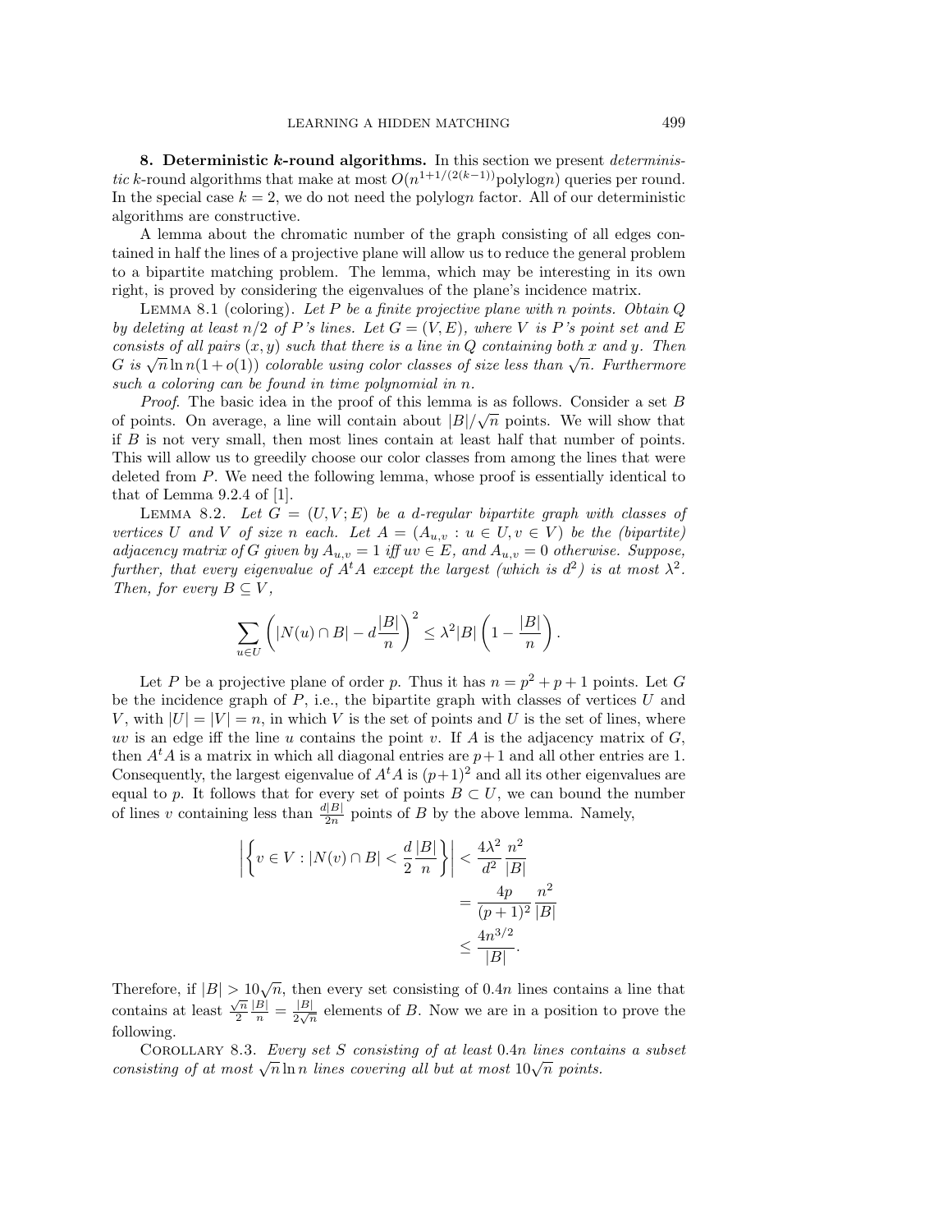## 8. Deterministic $k$-round algorithms.

In this section we present *deterministic* $k$-round algorithms that make at most $O(n^{1+1/(2(k-1))}\text{polylog}n)$ queries per round. In the special case $k = 2$, we do not need the polylog$n$ factor. All of our deterministic algorithms are constructive.

A lemma about the chromatic number of the graph consisting of all edges contained in half the lines of a projective plane will allow us to reduce the general problem to a bipartite matching problem. The lemma, which may be interesting in its own right, is proved by considering the eigenvalues of the plane's incidence matrix.

Lemma 8.1 (coloring). *Let $P$ be a finite projective plane with $n$ points. Obtain $Q$ by deleting at least $n/2$ of $P$'s lines. Let $G = (V, E)$, where $V$ is $P$'s point set and $E$ consists of all pairs $(x, y)$ such that there is a line in $Q$ containing both $x$ and $y$. Then $G$ is $\sqrt{n}\ln n(1 + o(1))$ colorable using color classes of size less than $\sqrt{n}$. Furthermore such a coloring can be found in time polynomial in $n$.*

*Proof*. The basic idea in the proof of this lemma is as follows. Consider a set $B$ of points. On average, a line will contain about $|B|/\sqrt{n}$ points. We will show that if $B$ is not very small, then most lines contain at least half that number of points. This will allow us to greedily choose our color classes from among the lines that were deleted from $P$. We need the following lemma, whose proof is essentially identical to that of Lemma 9.2.4 of [1].

Lemma 8.2. *Let $G = (U, V; E)$ be a $d$-regular bipartite graph with classes of vertices $U$ and $V$ of size $n$ each. Let $A = (A_{u,v} : u \in U, v \in V)$ be the (bipartite) adjacency matrix of $G$ given by $A_{u,v} = 1$ iff $uv \in E$, and $A_{u,v} = 0$ otherwise. Suppose, further, that every eigenvalue of $A^tA$ except the largest (which is $d^2$) is at most $\lambda^2$. Then, for every $B \subseteq V$,*

$$\sum_{u\in U}\left(|N(u) \cap B| - d\frac{|B|}{n}\right)^2 \le \lambda^2|B|\left(1 - \frac{|B|}{n}\right).$$

Let $P$ be a projective plane of order $p$. Thus it has $n = p^2 + p + 1$ points. Let $G$ be the incidence graph of $P$, i.e., the bipartite graph with classes of vertices $U$ and $V$, with $|U| = |V| = n$, in which $V$ is the set of points and $U$ is the set of lines, where $uv$ is an edge iff the line $u$ contains the point $v$. If $A$ is the adjacency matrix of $G$, then $A^tA$ is a matrix in which all diagonal entries are $p+1$ and all other entries are 1. Consequently, the largest eigenvalue of $A^tA$ is $(p+1)^2$ and all its other eigenvalues are equal to $p$. It follows that for every set of points $B \subset U$, we can bound the number of lines $v$ containing less than $\frac{d|B|}{2n}$ points of $B$ by the above lemma. Namely,

$$\begin{aligned}\left|\left\{v \in V : |N(v) \cap B| < \frac{d}{2}\frac{|B|}{n}\right\}\right| &< \frac{4\lambda^2}{d^2}\frac{n^2}{|B|}\\ &= \frac{4p}{(p+1)^2}\frac{n^2}{|B|}\\ &\le \frac{4n^{3/2}}{|B|}.\end{aligned}$$

Therefore, if $|B| > 10\sqrt{n}$, then every set consisting of $0.4n$ lines contains a line that contains at least $\frac{\sqrt{n}}{2}\frac{|B|}{n} = \frac{|B|}{2\sqrt{n}}$ elements of $B$. Now we are in a position to prove the following.

Corollary 8.3. *Every set $S$ consisting of at least $0.4n$ lines contains a subset consisting of at most $\sqrt{n}\ln n$ lines covering all but at most $10\sqrt{n}$ points.*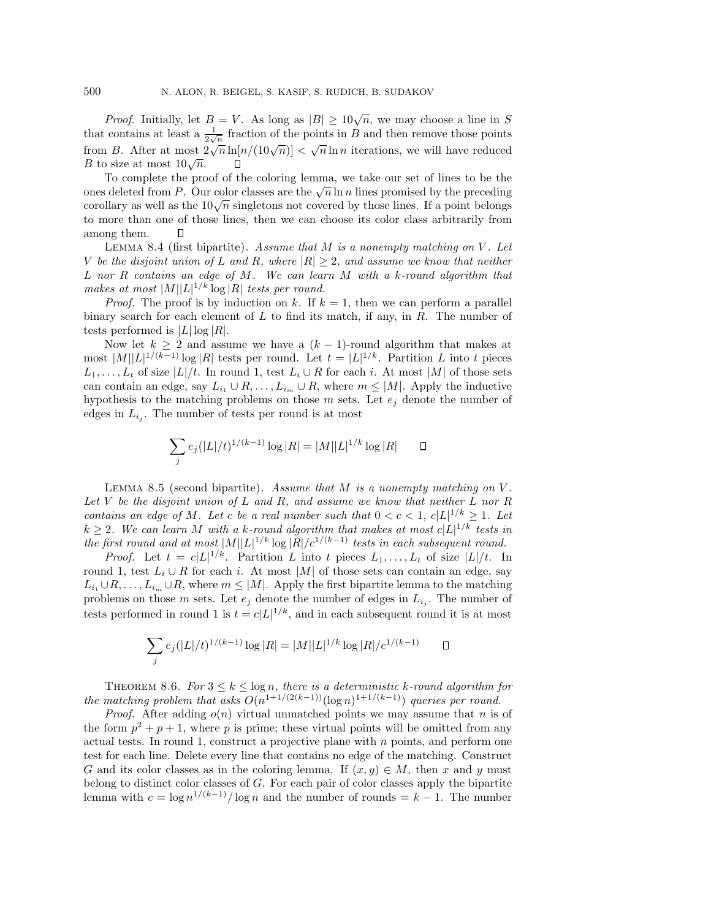*Proof.* Initially, let $B = V$. As long as $|B| \geq 10\sqrt{n}$, we may choose a line in $S$ that contains at least a $\frac{1}{2\sqrt{n}}$ fraction of the points in $B$ and then remove those points from $B$. After at most $2\sqrt{n}\ln[n/(10\sqrt{n})] < \sqrt{n}\ln n$ iterations, we will have reduced $B$ to size at most $10\sqrt{n}$. □

To complete the proof of the coloring lemma, we take our set of lines to be the ones deleted from $P$. Our color classes are the $\sqrt{n}\ln n$ lines promised by the preceding corollary as well as the $10\sqrt{n}$ singletons not covered by those lines. If a point belongs to more than one of those lines, then we can choose its color class arbitrarily from among them. □

Lemma 8.4 (first bipartite). *Assume that $M$ is a nonempty matching on $V$. Let $V$ be the disjoint union of $L$ and $R$, where $|R| \geq 2$, and assume we know that neither $L$ nor $R$ contains an edge of $M$. We can learn $M$ with a $k$-round algorithm that makes at most $|M||L|^{1/k}\log|R|$ tests per round.*

*Proof.* The proof is by induction on $k$. If $k = 1$, then we can perform a parallel binary search for each element of $L$ to find its match, if any, in $R$. The number of tests performed is $|L|\log|R|$.

Now let $k \geq 2$ and assume we have a $(k-1)$-round algorithm that makes at most $|M||L|^{1/(k-1)}\log|R|$ tests per round. Let $t = |L|^{1/k}$. Partition $L$ into $t$ pieces $L_1, \ldots, L_t$ of size $|L|/t$. In round 1, test $L_i \cup R$ for each $i$. At most $|M|$ of those sets can contain an edge, say $L_{i_1} \cup R, \ldots, L_{i_m} \cup R$, where $m \leq |M|$. Apply the inductive hypothesis to the matching problems on those $m$ sets. Let $e_j$ denote the number of edges in $L_{i_j}$. The number of tests per round is at most

$$\sum_j e_j(|L|/t)^{1/(k-1)}\log|R| = |M||L|^{1/k}\log|R| \qquad \square$$

Lemma 8.5 (second bipartite). *Assume that $M$ is a nonempty matching on $V$. Let $V$ be the disjoint union of $L$ and $R$, and assume we know that neither $L$ nor $R$ contains an edge of $M$. Let $c$ be a real number such that $0 < c < 1$, $c|L|^{1/k} \geq 1$. Let $k \geq 2$. We can learn $M$ with a $k$-round algorithm that makes at most $c|L|^{1/k}$ tests in the first round and at most $|M||L|^{1/k}\log|R|/c^{1/(k-1)}$ tests in each subsequent round.*

*Proof.* Let $t = c|L|^{1/k}$. Partition $L$ into $t$ pieces $L_1, \ldots, L_t$ of size $|L|/t$. In round 1, test $L_i \cup R$ for each $i$. At most $|M|$ of those sets can contain an edge, say $L_{i_1} \cup R, \ldots, L_{i_m} \cup R$, where $m \leq |M|$. Apply the first bipartite lemma to the matching problems on those $m$ sets. Let $e_j$ denote the number of edges in $L_{i_j}$. The number of tests performed in round 1 is $t = c|L|^{1/k}$, and in each subsequent round it is at most

$$\sum_j e_j(|L|/t)^{1/(k-1)}\log|R| = |M||L|^{1/k}\log|R|/c^{1/(k-1)} \qquad \square$$

Theorem 8.6. *For $3 \leq k \leq \log n$, there is a deterministic $k$-round algorithm for the matching problem that asks $O(n^{1+1/(2(k-1))}(\log n)^{1+1/(k-1)})$ queries per round.*

*Proof.* After adding $o(n)$ virtual unmatched points we may assume that $n$ is of the form $p^2 + p + 1$, where $p$ is prime; these virtual points will be omitted from any actual tests. In round 1, construct a projective plane with $n$ points, and perform one test for each line. Delete every line that contains no edge of the matching. Construct $G$ and its color classes as in the coloring lemma. If $(x, y) \in M$, then $x$ and $y$ must belong to distinct color classes of $G$. For each pair of color classes apply the bipartite lemma with $c = \log n^{1/(k-1)}/\log n$ and the number of rounds $= k-1$. The number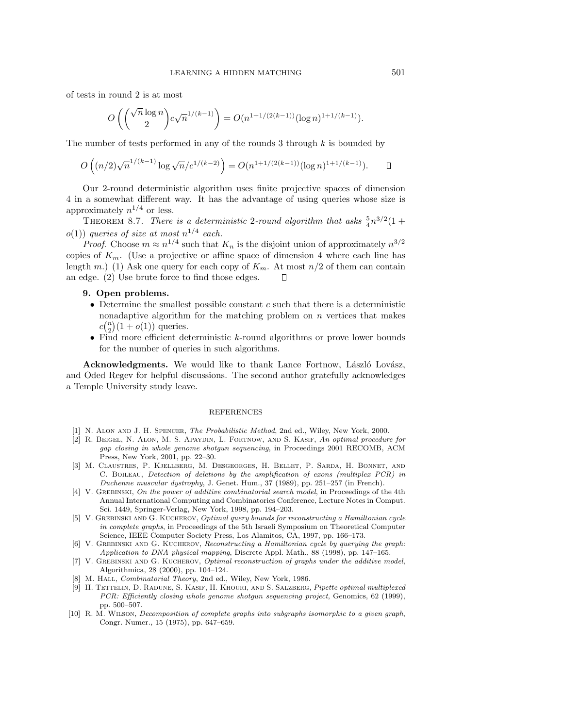of tests in round 2 is at most

$$O\left(\binom{\sqrt{n}\log n}{2}c\sqrt{n}^{1/(k-1)}\right) = O(n^{1+1/(2(k-1))}(\log n)^{1+1/(k-1)}).$$

The number of tests performed in any of the rounds 3 through $k$ is bounded by

$$O\left((n/2)\sqrt{n}^{1/(k-1)}\log\sqrt{n}/c^{1/(k-2)}\right) = O(n^{1+1/(2(k-1))}(\log n)^{1+1/(k-1)}). \qquad \square$$

Our 2-round deterministic algorithm uses finite projective spaces of dimension 4 in a somewhat different way. It has the advantage of using queries whose size is approximately $n^{1/4}$ or less.

THEOREM 8.7. *There is a deterministic* 2*-round algorithm that asks* $\frac{5}{4}n^{3/2}(1+o(1))$ *queries of size at most* $n^{1/4}$ *each.*

*Proof*. Choose $m \approx n^{1/4}$ such that $K_n$ is the disjoint union of approximately $n^{3/2}$ copies of $K_m$. (Use a projective or affine space of dimension 4 where each line has length $m$.) (1) Ask one query for each copy of $K_m$. At most $n/2$ of them can contain an edge. (2) Use brute force to find those edges. $\square$

## 9. Open problems.

- Determine the smallest possible constant $c$ such that there is a deterministic nonadaptive algorithm for the matching problem on $n$ vertices that makes $c\binom{n}{2}(1+o(1))$ queries.
- Find more efficient deterministic $k$-round algorithms or prove lower bounds for the number of queries in such algorithms.

**Acknowledgments.** We would like to thank Lance Fortnow, László Lovász, and Oded Regev for helpful discussions. The second author gratefully acknowledges a Temple University study leave.

## REFERENCES

[1] N. Alon and J. H. Spencer, *The Probabilistic Method*, 2nd ed., Wiley, New York, 2000.

[2] R. Beigel, N. Alon, M. S. Apaydin, L. Fortnow, and S. Kasif, *An optimal procedure for gap closing in whole genome shotgun sequencing*, in Proceedings 2001 RECOMB, ACM Press, New York, 2001, pp. 22–30.

[3] M. Claustres, P. Kjellberg, M. Desgeorges, H. Bellet, P. Sarda, H. Bonnet, and C. Boileau, *Detection of deletions by the amplification of exons (multiplex PCR) in Duchenne muscular dystrophy*, J. Genet. Hum., 37 (1989), pp. 251–257 (in French).

[4] V. Grebinski, *On the power of additive combinatorial search model*, in Proceedings of the 4th Annual International Computing and Combinatorics Conference, Lecture Notes in Comput. Sci. 1449, Springer-Verlag, New York, 1998, pp. 194–203.

[5] V. Grebinski and G. Kucherov, *Optimal query bounds for reconstructing a Hamiltonian cycle in complete graphs*, in Proceedings of the 5th Israeli Symposium on Theoretical Computer Science, IEEE Computer Society Press, Los Alamitos, CA, 1997, pp. 166–173.

[6] V. Grebinski and G. Kucherov, *Reconstructing a Hamiltonian cycle by querying the graph: Application to DNA physical mapping*, Discrete Appl. Math., 88 (1998), pp. 147–165.

[7] V. Grebinski and G. Kucherov, *Optimal reconstruction of graphs under the additive model*, Algorithmica, 28 (2000), pp. 104–124.

[8] M. Hall, *Combinatorial Theory*, 2nd ed., Wiley, New York, 1986.

[9] H. Tettelin, D. Radune, S. Kasif, H. Khouri, and S. Salzberg, *Pipette optimal multiplexed PCR: Efficiently closing whole genome shotgun sequencing project*, Genomics, 62 (1999), pp. 500–507.

[10] R. M. Wilson, *Decomposition of complete graphs into subgraphs isomorphic to a given graph*, Congr. Numer., 15 (1975), pp. 647–659.